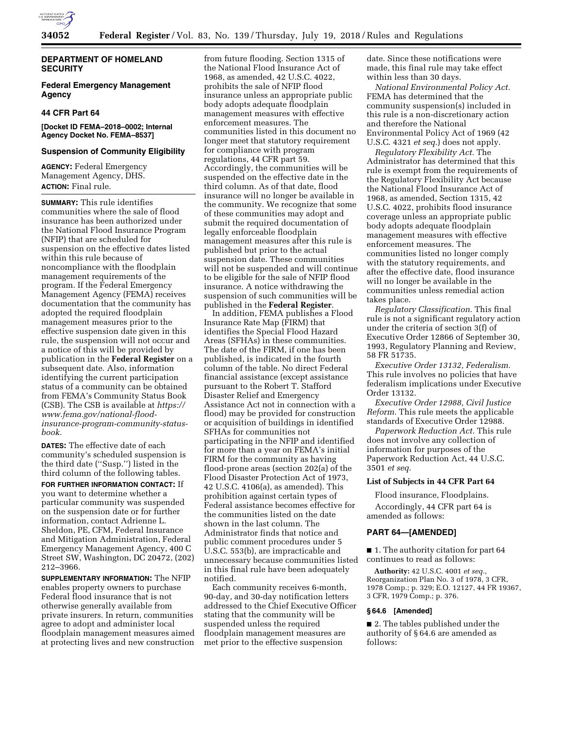## DEPARTMENT OF HOMELAND SECURITY

### Federal Emergency Management Agency

### 44 CFR Part 64

**[Docket ID FEMA–2018–0002; Internal Agency Docket No. FEMA–8537]**

### Suspension of Community Eligibility

**AGENCY:** Federal Emergency Management Agency, DHS.

**ACTION:** Final rule.

**SUMMARY:** This rule identifies communities where the sale of flood insurance has been authorized under the National Flood Insurance Program (NFIP) that are scheduled for suspension on the effective dates listed within this rule because of noncompliance with the floodplain management requirements of the program. If the Federal Emergency Management Agency (FEMA) receives documentation that the community has adopted the required floodplain management measures prior to the effective suspension date given in this rule, the suspension will not occur and a notice of this will be provided by publication in the **Federal Register** on a subsequent date. Also, information identifying the current participation status of a community can be obtained from FEMA's Community Status Book (CSB). The CSB is available at *https://www.fema.gov/national-flood-insurance-program-community-status-book.*

**DATES:** The effective date of each community's scheduled suspension is the third date ("Susp.") listed in the third column of the following tables.

**FOR FURTHER INFORMATION CONTACT:** If you want to determine whether a particular community was suspended on the suspension date or for further information, contact Adrienne L. Sheldon, PE, CFM, Federal Insurance and Mitigation Administration, Federal Emergency Management Agency, 400 C Street SW, Washington, DC 20472, (202) 212–3966.

**SUPPLEMENTARY INFORMATION:** The NFIP enables property owners to purchase Federal flood insurance that is not otherwise generally available from private insurers. In return, communities agree to adopt and administer local floodplain management measures aimed at protecting lives and new construction from future flooding. Section 1315 of the National Flood Insurance Act of 1968, as amended, 42 U.S.C. 4022, prohibits the sale of NFIP flood insurance unless an appropriate public body adopts adequate floodplain management measures with effective enforcement measures. The communities listed in this document no longer meet that statutory requirement for compliance with program regulations, 44 CFR part 59. Accordingly, the communities will be suspended on the effective date in the third column. As of that date, flood insurance will no longer be available in the community. We recognize that some of these communities may adopt and submit the required documentation of legally enforceable floodplain management measures after this rule is published but prior to the actual suspension date. These communities will not be suspended and will continue to be eligible for the sale of NFIP flood insurance. A notice withdrawing the suspension of such communities will be published in the **Federal Register**.

In addition, FEMA publishes a Flood Insurance Rate Map (FIRM) that identifies the Special Flood Hazard Areas (SFHAs) in these communities. The date of the FIRM, if one has been published, is indicated in the fourth column of the table. No direct Federal financial assistance (except assistance pursuant to the Robert T. Stafford Disaster Relief and Emergency Assistance Act not in connection with a flood) may be provided for construction or acquisition of buildings in identified SFHAs for communities not participating in the NFIP and identified for more than a year on FEMA's initial FIRM for the community as having flood-prone areas (section 202(a) of the Flood Disaster Protection Act of 1973, 42 U.S.C. 4106(a), as amended). This prohibition against certain types of Federal assistance becomes effective for the communities listed on the date shown in the last column. The Administrator finds that notice and public comment procedures under 5 U.S.C. 553(b), are impracticable and unnecessary because communities listed in this final rule have been adequately notified.

Each community receives 6-month, 90-day, and 30-day notification letters addressed to the Chief Executive Officer stating that the community will be suspended unless the required floodplain management measures are met prior to the effective suspension date. Since these notifications were made, this final rule may take effect within less than 30 days.

*National Environmental Policy Act.* FEMA has determined that the community suspension(s) included in this rule is a non-discretionary action and therefore the National Environmental Policy Act of 1969 (42 U.S.C. 4321 *et seq.*) does not apply.

*Regulatory Flexibility Act.* The Administrator has determined that this rule is exempt from the requirements of the Regulatory Flexibility Act because the National Flood Insurance Act of 1968, as amended, Section 1315, 42 U.S.C. 4022, prohibits flood insurance coverage unless an appropriate public body adopts adequate floodplain management measures with effective enforcement measures. The communities listed no longer comply with the statutory requirements, and after the effective date, flood insurance will no longer be available in the communities unless remedial action takes place.

*Regulatory Classification.* This final rule is not a significant regulatory action under the criteria of section 3(f) of Executive Order 12866 of September 30, 1993, Regulatory Planning and Review, 58 FR 51735.

*Executive Order 13132, Federalism.* This rule involves no policies that have federalism implications under Executive Order 13132.

*Executive Order 12988, Civil Justice Reform.* This rule meets the applicable standards of Executive Order 12988.

*Paperwork Reduction Act.* This rule does not involve any collection of information for purposes of the Paperwork Reduction Act, 44 U.S.C. 3501 *et seq.*

### List of Subjects in 44 CFR Part 64

Flood insurance, Floodplains.

Accordingly, 44 CFR part 64 is amended as follows:

### PART 64—[AMENDED]

■ 1. The authority citation for part 64 continues to read as follows:

**Authority:** 42 U.S.C. 4001 *et seq.,* Reorganization Plan No. 3 of 1978, 3 CFR, 1978 Comp.; p. 329; E.O. 12127, 44 FR 19367, 3 CFR, 1979 Comp.; p. 376.

### § 64.6 [Amended]

■ 2. The tables published under the authority of § 64.6 are amended as follows: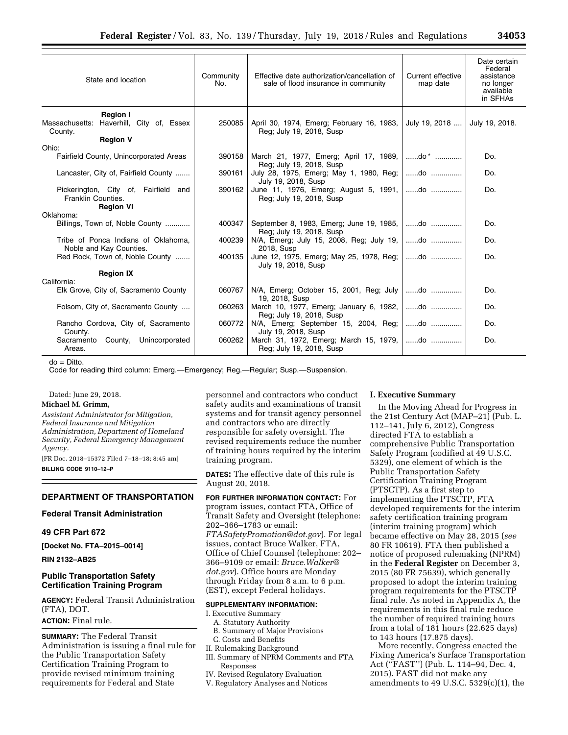| State and location | Community No. | Effective date authorization/cancellation of sale of flood insurance in community | Current effective map date | Date certain Federal assistance no longer available in SFHAs |
|---|---|---|---|---|
| **Region I** | | | | |
| Massachusetts: Haverhill, City of, Essex County. | 250085 | April 30, 1974, Emerg; February 16, 1983, Reg; July 19, 2018, Susp | July 19, 2018 .... | July 19, 2018. |
| **Region V** | | | | |
| Ohio: | | | | |
| Fairfield County, Unincorporated Areas | 390158 | March 21, 1977, Emerg; April 17, 1989, Reg; July 19, 2018, Susp | ......do* ............ | Do. |
| Lancaster, City of, Fairfield County ....... | 390161 | July 28, 1975, Emerg; May 1, 1980, Reg; July 19, 2018, Susp | ......do .............. | Do. |
| Pickerington, City of, Fairfield and Franklin Counties. | 390162 | June 11, 1976, Emerg; August 5, 1991, Reg; July 19, 2018, Susp | ......do .............. | Do. |
| **Region VI** | | | | |
| Oklahoma: | | | | |
| Billings, Town of, Noble County ............ | 400347 | September 8, 1983, Emerg; June 19, 1985, Reg; July 19, 2018, Susp | ......do .............. | Do. |
| Tribe of Ponca Indians of Oklahoma, Noble and Kay Counties. | 400239 | N/A, Emerg; July 15, 2008, Reg; July 19, 2018, Susp | ......do .............. | Do. |
| Red Rock, Town of, Noble County ....... | 400135 | June 12, 1975, Emerg; May 25, 1978, Reg; July 19, 2018, Susp | ......do .............. | Do. |
| **Region IX** | | | | |
| California: | | | | |
| Elk Grove, City of, Sacramento County | 060767 | N/A, Emerg; October 15, 2001, Reg; July 19, 2018, Susp | ......do .............. | Do. |
| Folsom, City of, Sacramento County .... | 060263 | March 10, 1977, Emerg; January 6, 1982, Reg; July 19, 2018, Susp | ......do .............. | Do. |
| Rancho Cordova, City of, Sacramento County. | 060772 | N/A, Emerg; September 15, 2004, Reg; July 19, 2018, Susp | ......do .............. | Do. |
| Sacramento County, Unincorporated Areas. | 060262 | March 31, 1972, Emerg; March 15, 1979, Reg; July 19, 2018, Susp | ......do .............. | Do. |

do = Ditto.

Code for reading third column: Emerg.—Emergency; Reg.—Regular; Susp.—Suspension.

Dated: June 29, 2018.

**Michael M. Grimm,**

*Assistant Administrator for Mitigation, Federal Insurance and Mitigation Administration, Department of Homeland Security, Federal Emergency Management Agency.*

[FR Doc. 2018–15372 Filed 7–18–18; 8:45 am]

**BILLING CODE 9110–12–P**

## DEPARTMENT OF TRANSPORTATION

### Federal Transit Administration

### 49 CFR Part 672

**[Docket No. FTA–2015–0014]**

**RIN 2132–AB25**

### Public Transportation Safety Certification Training Program

**AGENCY:** Federal Transit Administration (FTA), DOT.

**ACTION:** Final rule.

**SUMMARY:** The Federal Transit Administration is issuing a final rule for the Public Transportation Safety Certification Training Program to provide revised minimum training requirements for Federal and State personnel and contractors who conduct safety audits and examinations of transit systems and for transit agency personnel and contractors who are directly responsible for safety oversight. The revised requirements reduce the number of training hours required by the interim training program.

**DATES:** The effective date of this rule is August 20, 2018.

**FOR FURTHER INFORMATION CONTACT:** For program issues, contact FTA, Office of Transit Safety and Oversight (telephone: 202–366–1783 or email: *FTASafetyPromotion@dot.gov*). For legal issues, contact Bruce Walker, FTA, Office of Chief Counsel (telephone: 202–366–9109 or email: *Bruce.Walker@dot.gov*). Office hours are Monday through Friday from 8 a.m. to 6 p.m. (EST), except Federal holidays.

**SUPPLEMENTARY INFORMATION:**

I. Executive Summary
- A. Statutory Authority
- B. Summary of Major Provisions
- C. Costs and Benefits

II. Rulemaking Background

III. Summary of NPRM Comments and FTA Responses

IV. Revised Regulatory Evaluation

V. Regulatory Analyses and Notices

### I. Executive Summary

In the Moving Ahead for Progress in the 21st Century Act (MAP–21) (Pub. L. 112–141, July 6, 2012), Congress directed FTA to establish a comprehensive Public Transportation Safety Program (codified at 49 U.S.C. 5329), one element of which is the Public Transportation Safety Certification Training Program (PTSCTP). As a first step to implementing the PTSCTP, FTA developed requirements for the interim safety certification training program (interim training program) which became effective on May 28, 2015 (*see* 80 FR 10619). FTA then published a notice of proposed rulemaking (NPRM) in the **Federal Register** on December 3, 2015 (80 FR 75639), which generally proposed to adopt the interim training program requirements for the PTSCTP final rule. As noted in Appendix A, the requirements in this final rule reduce the number of required training hours from a total of 181 hours (22.625 days) to 143 hours (17.875 days).

More recently, Congress enacted the Fixing America's Surface Transportation Act (''FAST'') (Pub. L. 114–94, Dec. 4, 2015). FAST did not make any amendments to 49 U.S.C. 5329(c)(1), the